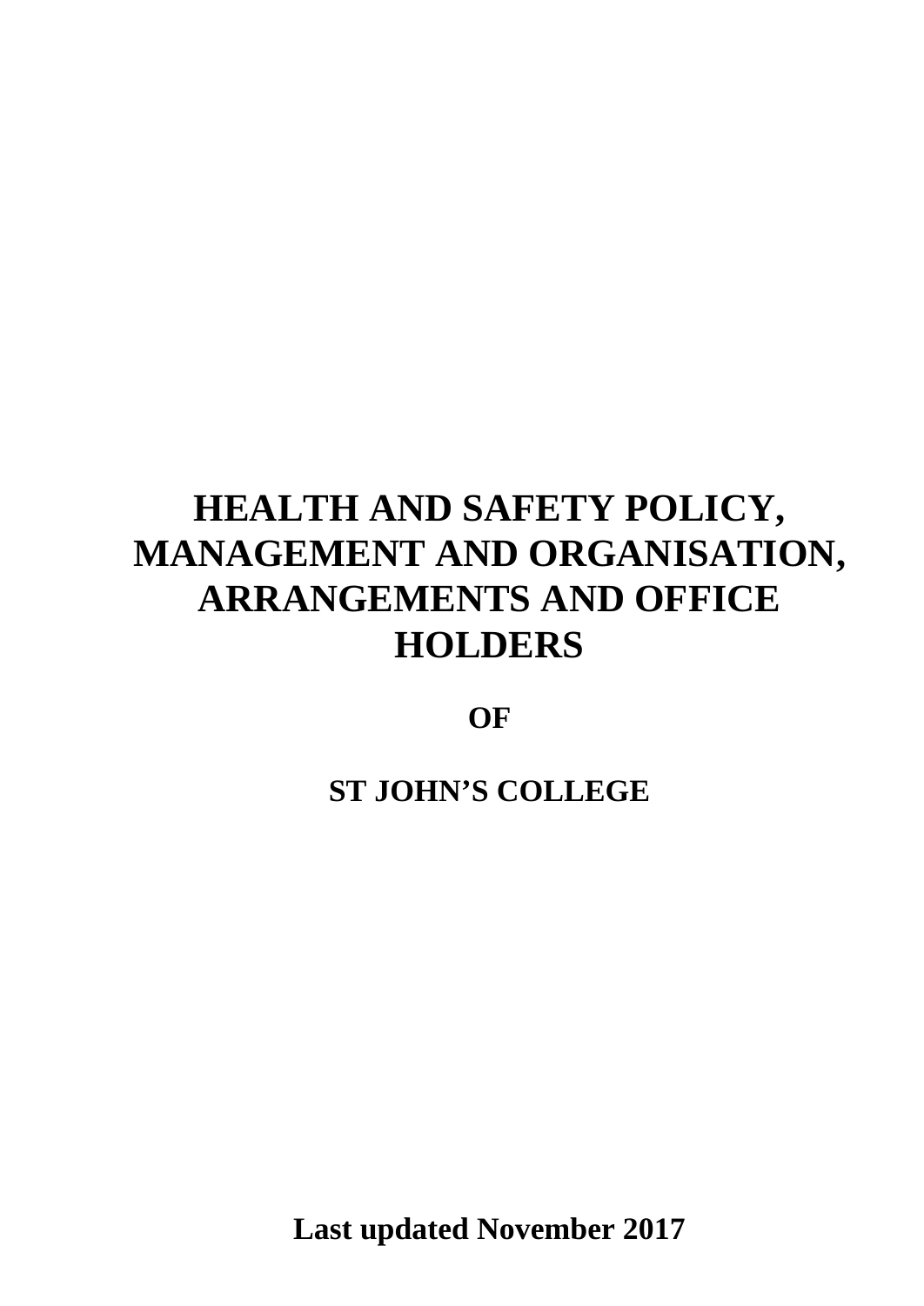# HEALTH AND SAFETY POLICY, MANAGEMENT AND ORGANISATION, ARRANGEMENTS AND OFFICE HOLDERS

**OF**

**ST JOHN'S COLLEGE**

**Last updated November 2017**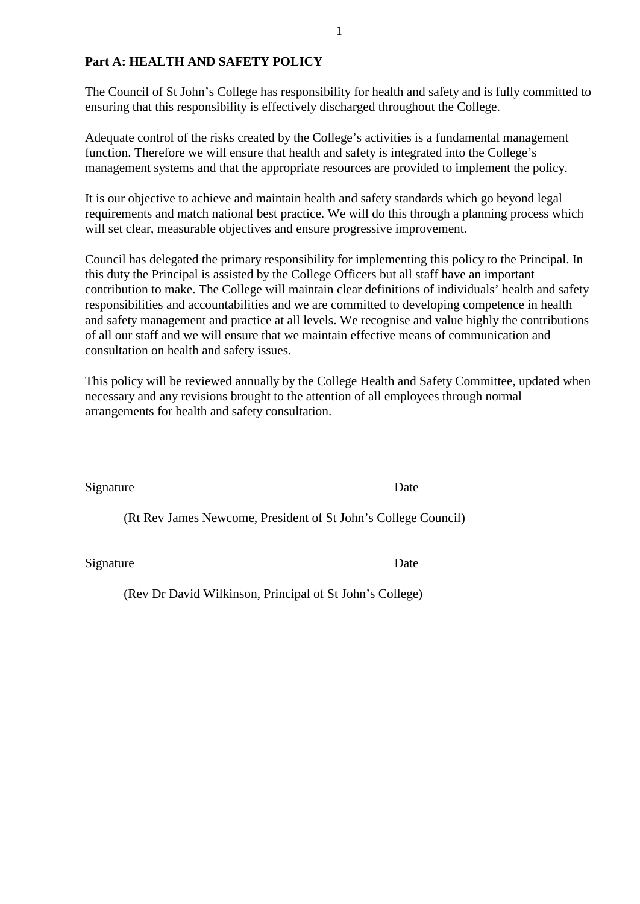**Part A: HEALTH AND SAFETY POLICY**

The Council of St John's College has responsibility for health and safety and is fully committed to ensuring that this responsibility is effectively discharged throughout the College.

Adequate control of the risks created by the College's activities is a fundamental management function. Therefore we will ensure that health and safety is integrated into the College's management systems and that the appropriate resources are provided to implement the policy.

It is our objective to achieve and maintain health and safety standards which go beyond legal requirements and match national best practice. We will do this through a planning process which will set clear, measurable objectives and ensure progressive improvement.

Council has delegated the primary responsibility for implementing this policy to the Principal. In this duty the Principal is assisted by the College Officers but all staff have an important contribution to make. The College will maintain clear definitions of individuals' health and safety responsibilities and accountabilities and we are committed to developing competence in health and safety management and practice at all levels. We recognise and value highly the contributions of all our staff and we will ensure that we maintain effective means of communication and consultation on health and safety issues.

This policy will be reviewed annually by the College Health and Safety Committee, updated when necessary and any revisions brought to the attention of all employees through normal arrangements for health and safety consultation.

Signature Date

(Rt Rev James Newcome, President of St John's College Council)

Signature Date

(Rev Dr David Wilkinson, Principal of St John's College)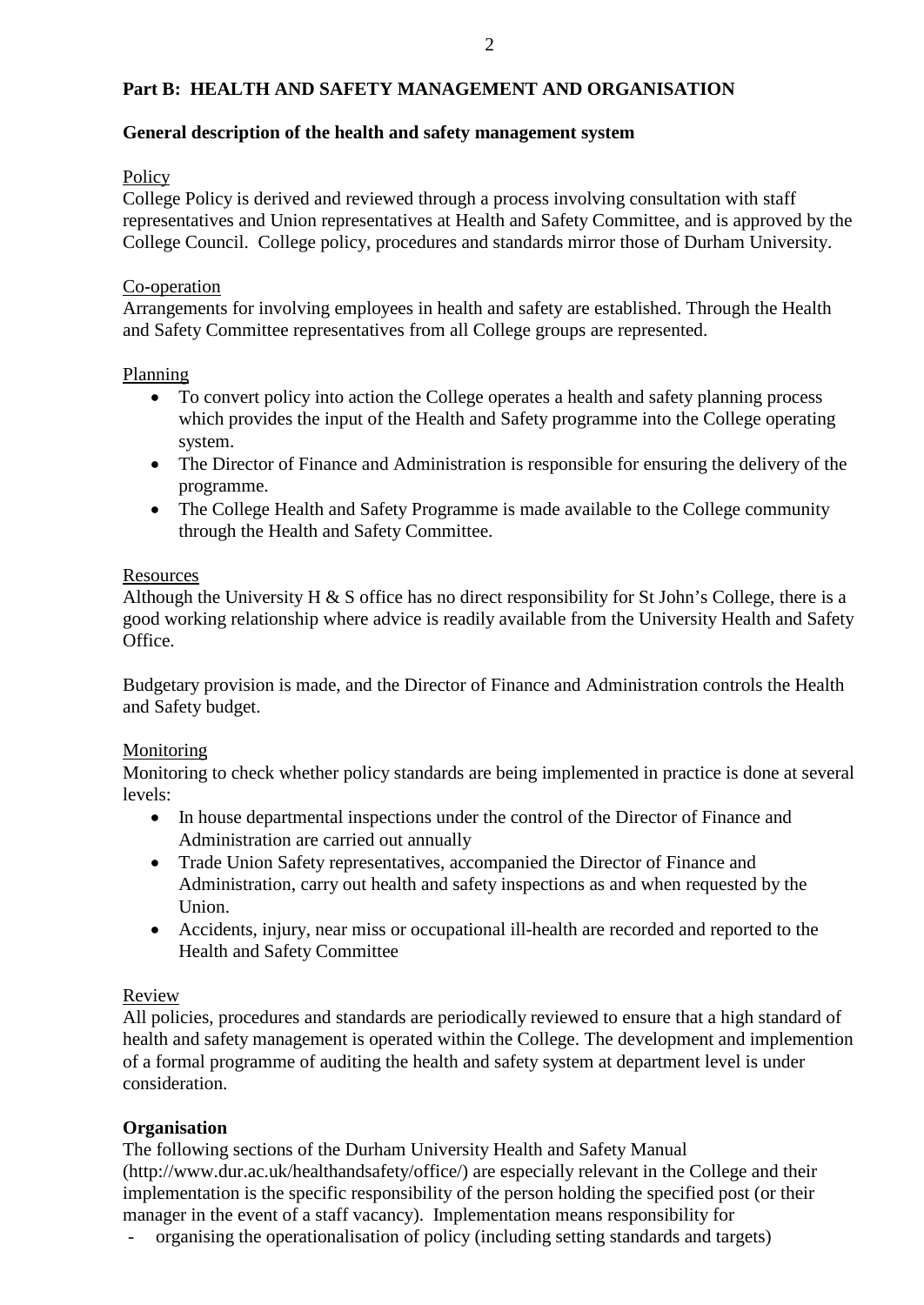## Part B: HEALTH AND SAFETY MANAGEMENT AND ORGANISATION

### General description of the health and safety management system

Policy

College Policy is derived and reviewed through a process involving consultation with staff representatives and Union representatives at Health and Safety Committee, and is approved by the College Council. College policy, procedures and standards mirror those of Durham University.

Co-operation

Arrangements for involving employees in health and safety are established. Through the Health and Safety Committee representatives from all College groups are represented.

Planning

- To convert policy into action the College operates a health and safety planning process which provides the input of the Health and Safety programme into the College operating system.
- The Director of Finance and Administration is responsible for ensuring the delivery of the programme.
- The College Health and Safety Programme is made available to the College community through the Health and Safety Committee.

Resources

Although the University H & S office has no direct responsibility for St John's College, there is a good working relationship where advice is readily available from the University Health and Safety Office.

Budgetary provision is made, and the Director of Finance and Administration controls the Health and Safety budget.

Monitoring

Monitoring to check whether policy standards are being implemented in practice is done at several levels:

- In house departmental inspections under the control of the Director of Finance and Administration are carried out annually
- Trade Union Safety representatives, accompanied the Director of Finance and Administration, carry out health and safety inspections as and when requested by the Union.
- Accidents, injury, near miss or occupational ill-health are recorded and reported to the Health and Safety Committee

Review

All policies, procedures and standards are periodically reviewed to ensure that a high standard of health and safety management is operated within the College. The development and implemention of a formal programme of auditing the health and safety system at department level is under consideration.

### Organisation

The following sections of the Durham University Health and Safety Manual (http://www.dur.ac.uk/healthandsafety/office/) are especially relevant in the College and their implementation is the specific responsibility of the person holding the specified post (or their manager in the event of a staff vacancy). Implementation means responsibility for

- organising the operationalisation of policy (including setting standards and targets)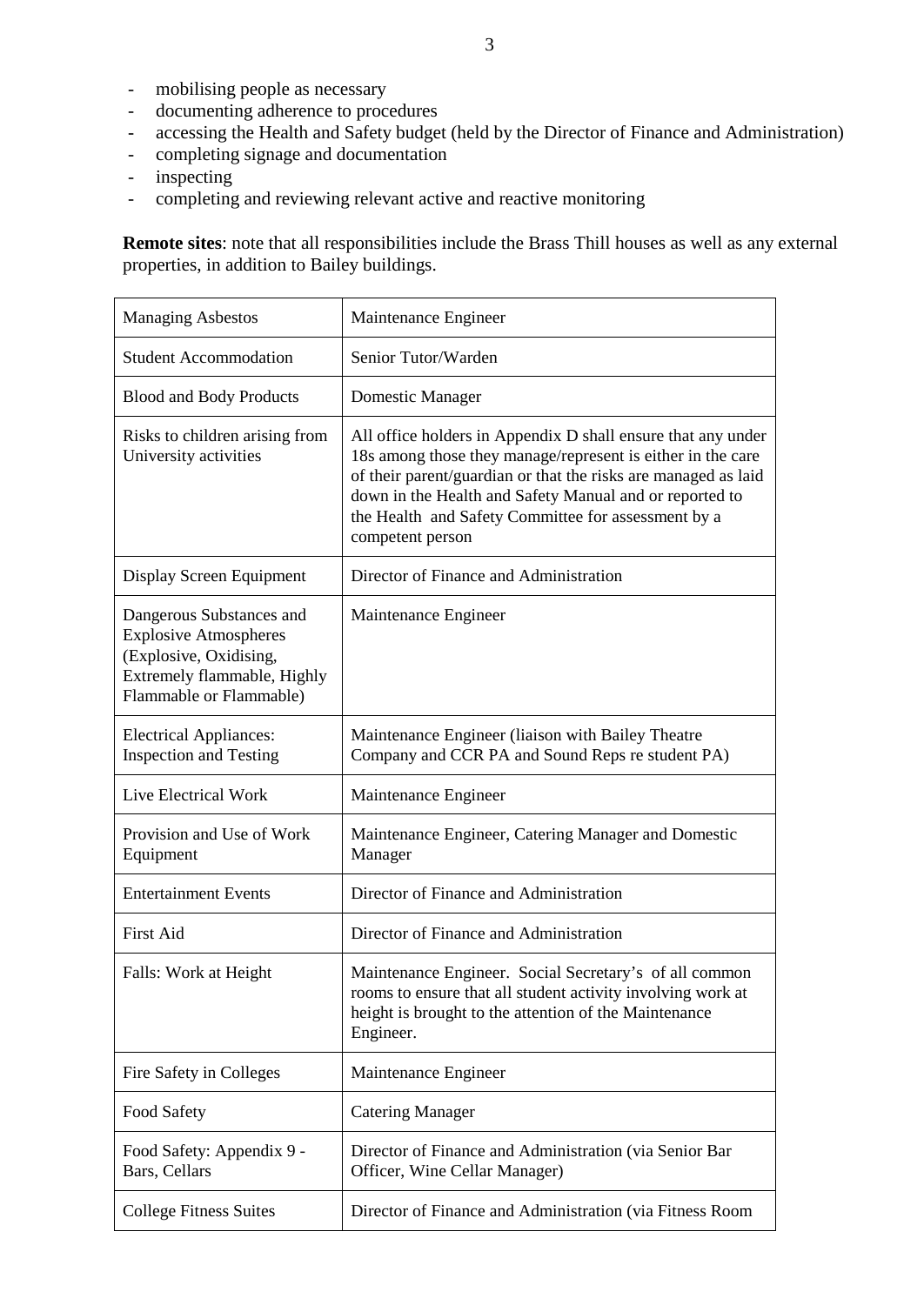- mobilising people as necessary
- documenting adherence to procedures
- accessing the Health and Safety budget (held by the Director of Finance and Administration)
- completing signage and documentation
- inspecting
- completing and reviewing relevant active and reactive monitoring

**Remote sites**: note that all responsibilities include the Brass Thill houses as well as any external properties, in addition to Bailey buildings.

| | |
|---|---|
| Managing Asbestos | Maintenance Engineer |
| Student Accommodation | Senior Tutor/Warden |
| Blood and Body Products | Domestic Manager |
| Risks to children arising from University activities | All office holders in Appendix D shall ensure that any under 18s among those they manage/represent is either in the care of their parent/guardian or that the risks are managed as laid down in the Health and Safety Manual and or reported to the Health and Safety Committee for assessment by a competent person |
| Display Screen Equipment | Director of Finance and Administration |
| Dangerous Substances and Explosive Atmospheres (Explosive, Oxidising, Extremely flammable, Highly Flammable or Flammable) | Maintenance Engineer |
| Electrical Appliances: Inspection and Testing | Maintenance Engineer (liaison with Bailey Theatre Company and CCR PA and Sound Reps re student PA) |
| Live Electrical Work | Maintenance Engineer |
| Provision and Use of Work Equipment | Maintenance Engineer, Catering Manager and Domestic Manager |
| Entertainment Events | Director of Finance and Administration |
| First Aid | Director of Finance and Administration |
| Falls: Work at Height | Maintenance Engineer. Social Secretary's of all common rooms to ensure that all student activity involving work at height is brought to the attention of the Maintenance Engineer. |
| Fire Safety in Colleges | Maintenance Engineer |
| Food Safety | Catering Manager |
| Food Safety: Appendix 9 - Bars, Cellars | Director of Finance and Administration (via Senior Bar Officer, Wine Cellar Manager) |
| College Fitness Suites | Director of Finance and Administration (via Fitness Room |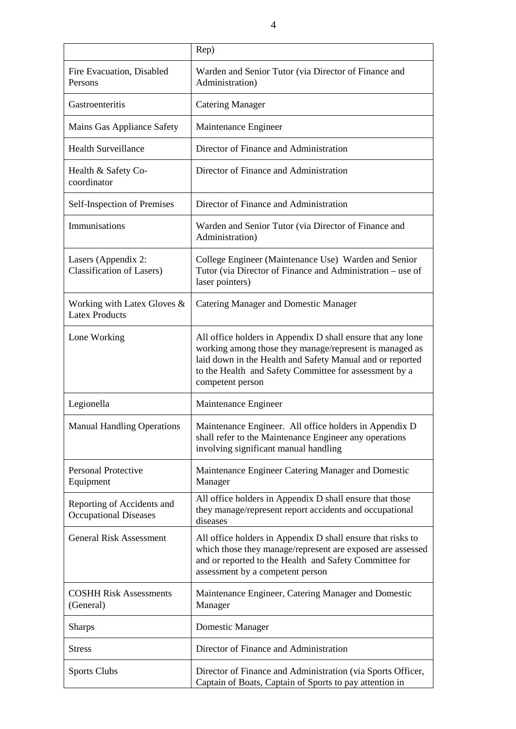| | |
|---|---|
| | Rep) |
| Fire Evacuation, Disabled Persons | Warden and Senior Tutor (via Director of Finance and Administration) |
| Gastroenteritis | Catering Manager |
| Mains Gas Appliance Safety | Maintenance Engineer |
| Health Surveillance | Director of Finance and Administration |
| Health & Safety Co-coordinator | Director of Finance and Administration |
| Self-Inspection of Premises | Director of Finance and Administration |
| Immunisations | Warden and Senior Tutor (via Director of Finance and Administration) |
| Lasers (Appendix 2: Classification of Lasers) | College Engineer (Maintenance Use) Warden and Senior Tutor (via Director of Finance and Administration – use of laser pointers) |
| Working with Latex Gloves & Latex Products | Catering Manager and Domestic Manager |
| Lone Working | All office holders in Appendix D shall ensure that any lone working among those they manage/represent is managed as laid down in the Health and Safety Manual and or reported to the Health and Safety Committee for assessment by a competent person |
| Legionella | Maintenance Engineer |
| Manual Handling Operations | Maintenance Engineer. All office holders in Appendix D shall refer to the Maintenance Engineer any operations involving significant manual handling |
| Personal Protective Equipment | Maintenance Engineer Catering Manager and Domestic Manager |
| Reporting of Accidents and Occupational Diseases | All office holders in Appendix D shall ensure that those they manage/represent report accidents and occupational diseases |
| General Risk Assessment | All office holders in Appendix D shall ensure that risks to which those they manage/represent are exposed are assessed and or reported to the Health and Safety Committee for assessment by a competent person |
| COSHH Risk Assessments (General) | Maintenance Engineer, Catering Manager and Domestic Manager |
| Sharps | Domestic Manager |
| Stress | Director of Finance and Administration |
| Sports Clubs | Director of Finance and Administration (via Sports Officer, Captain of Boats, Captain of Sports to pay attention in |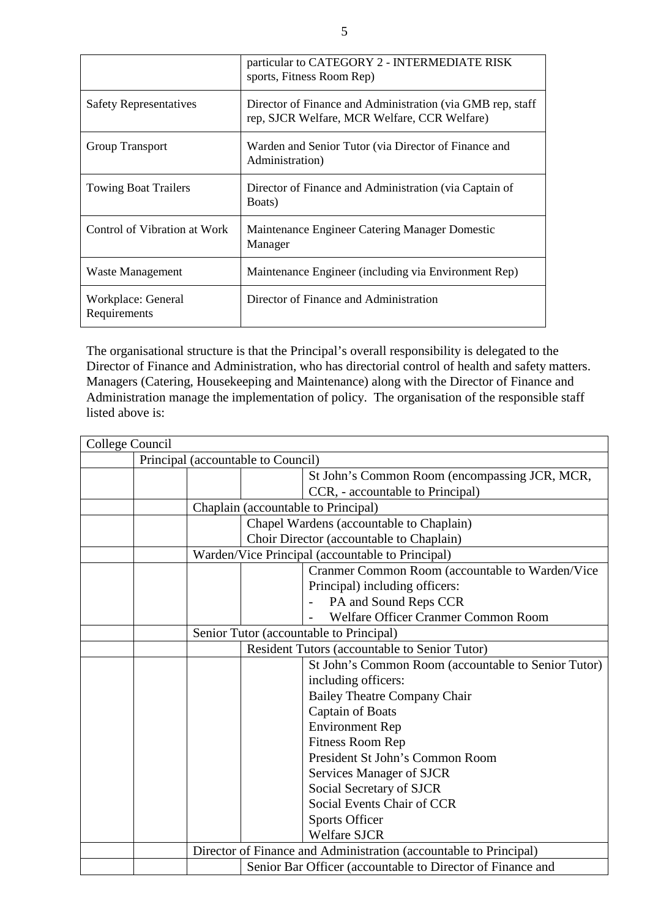|  |  |
|---|---|
|  | particular to CATEGORY 2 - INTERMEDIATE RISK sports, Fitness Room Rep) |
| Safety Representatives | Director of Finance and Administration (via GMB rep, staff rep, SJCR Welfare, MCR Welfare, CCR Welfare) |
| Group Transport | Warden and Senior Tutor (via Director of Finance and Administration) |
| Towing Boat Trailers | Director of Finance and Administration (via Captain of Boats) |
| Control of Vibration at Work | Maintenance Engineer Catering Manager Domestic Manager |
| Waste Management | Maintenance Engineer (including via Environment Rep) |
| Workplace: General Requirements | Director of Finance and Administration |

The organisational structure is that the Principal's overall responsibility is delegated to the Director of Finance and Administration, who has directorial control of health and safety matters. Managers (Catering, Housekeeping and Maintenance) along with the Director of Finance and Administration manage the implementation of policy. The organisation of the responsible staff listed above is:

| College Council | | | | |
|---|---|---|---|---|
| | Principal (accountable to Council) | | | |
| | | | | St John's Common Room (encompassing JCR, MCR, CCR, - accountable to Principal) |
| | | Chaplain (accountable to Principal) | | |
| | | | Chapel Wardens (accountable to Chaplain) | |
| | | | Choir Director (accountable to Chaplain) | |
| | | Warden/Vice Principal (accountable to Principal) | | |
| | | | | Cranmer Common Room (accountable to Warden/Vice Principal) including officers:<br>- PA and Sound Reps CCR<br>- Welfare Officer Cranmer Common Room |
| | | Senior Tutor (accountable to Principal) | | |
| | | | Resident Tutors (accountable to Senior Tutor) | |
| | | | | St John's Common Room (accountable to Senior Tutor) including officers:<br>Bailey Theatre Company Chair<br>Captain of Boats<br>Environment Rep<br>Fitness Room Rep<br>President St John's Common Room<br>Services Manager of SJCR<br>Social Secretary of SJCR<br>Social Events Chair of CCR<br>Sports Officer<br>Welfare SJCR |
| | | Director of Finance and Administration (accountable to Principal) | | |
| | | | Senior Bar Officer (accountable to Director of Finance and | |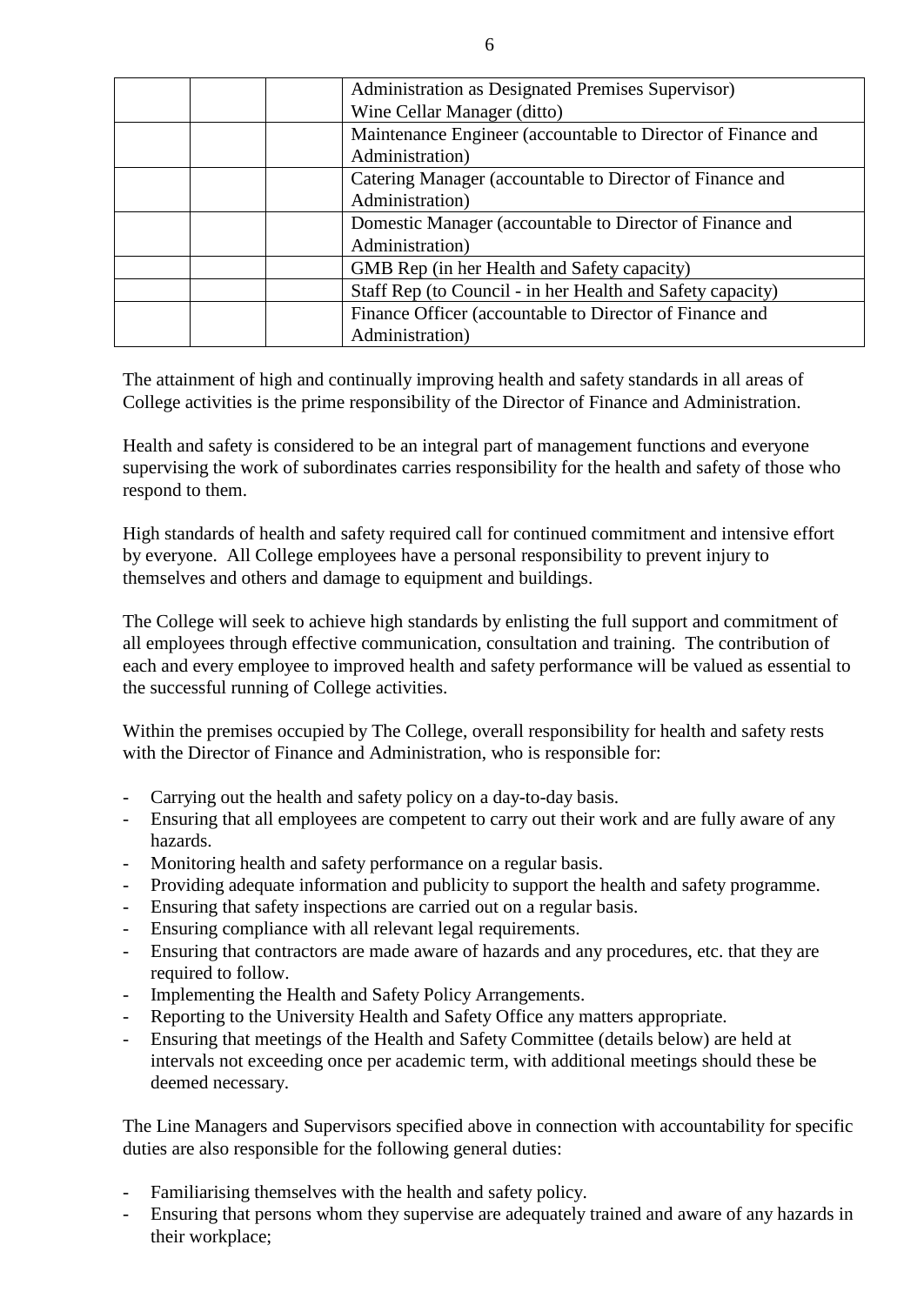| | | | |
|---|---|---|---|
| | | | Administration as Designated Premises Supervisor)<br>Wine Cellar Manager (ditto) |
| | | | Maintenance Engineer (accountable to Director of Finance and Administration) |
| | | | Catering Manager (accountable to Director of Finance and Administration) |
| | | | Domestic Manager (accountable to Director of Finance and Administration) |
| | | | GMB Rep (in her Health and Safety capacity) |
| | | | Staff Rep (to Council - in her Health and Safety capacity) |
| | | | Finance Officer (accountable to Director of Finance and Administration) |

The attainment of high and continually improving health and safety standards in all areas of College activities is the prime responsibility of the Director of Finance and Administration.

Health and safety is considered to be an integral part of management functions and everyone supervising the work of subordinates carries responsibility for the health and safety of those who respond to them.

High standards of health and safety required call for continued commitment and intensive effort by everyone. All College employees have a personal responsibility to prevent injury to themselves and others and damage to equipment and buildings.

The College will seek to achieve high standards by enlisting the full support and commitment of all employees through effective communication, consultation and training. The contribution of each and every employee to improved health and safety performance will be valued as essential to the successful running of College activities.

Within the premises occupied by The College, overall responsibility for health and safety rests with the Director of Finance and Administration, who is responsible for:

- Carrying out the health and safety policy on a day-to-day basis.
- Ensuring that all employees are competent to carry out their work and are fully aware of any hazards.
- Monitoring health and safety performance on a regular basis.
- Providing adequate information and publicity to support the health and safety programme.
- Ensuring that safety inspections are carried out on a regular basis.
- Ensuring compliance with all relevant legal requirements.
- Ensuring that contractors are made aware of hazards and any procedures, etc. that they are required to follow.
- Implementing the Health and Safety Policy Arrangements.
- Reporting to the University Health and Safety Office any matters appropriate.
- Ensuring that meetings of the Health and Safety Committee (details below) are held at intervals not exceeding once per academic term, with additional meetings should these be deemed necessary.

The Line Managers and Supervisors specified above in connection with accountability for specific duties are also responsible for the following general duties:

- Familiarising themselves with the health and safety policy.
- Ensuring that persons whom they supervise are adequately trained and aware of any hazards in their workplace;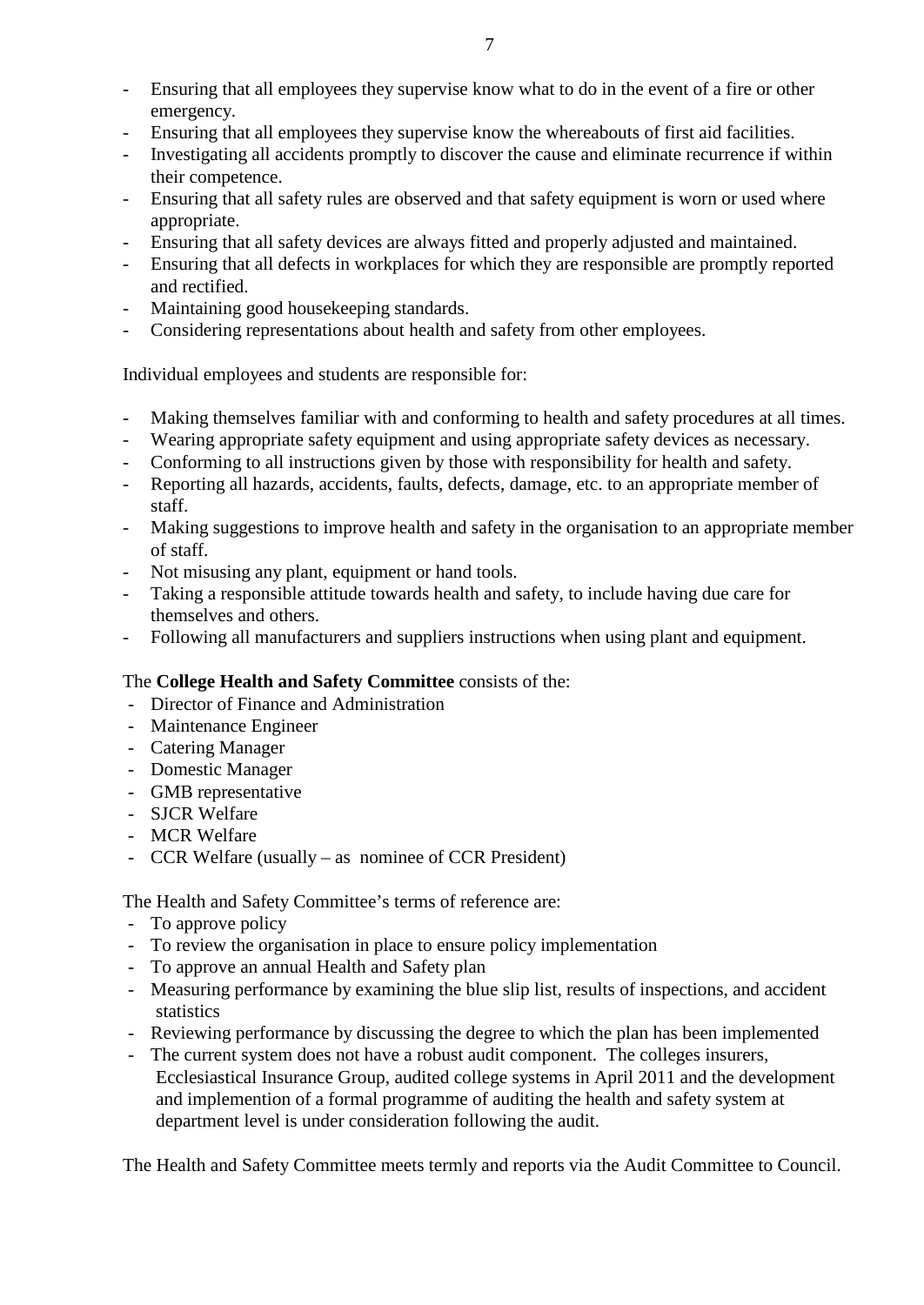- Ensuring that all employees they supervise know what to do in the event of a fire or other emergency.
- Ensuring that all employees they supervise know the whereabouts of first aid facilities.
- Investigating all accidents promptly to discover the cause and eliminate recurrence if within their competence.
- Ensuring that all safety rules are observed and that safety equipment is worn or used where appropriate.
- Ensuring that all safety devices are always fitted and properly adjusted and maintained.
- Ensuring that all defects in workplaces for which they are responsible are promptly reported and rectified.
- Maintaining good housekeeping standards.
- Considering representations about health and safety from other employees.

Individual employees and students are responsible for:

- Making themselves familiar with and conforming to health and safety procedures at all times.
- Wearing appropriate safety equipment and using appropriate safety devices as necessary.
- Conforming to all instructions given by those with responsibility for health and safety.
- Reporting all hazards, accidents, faults, defects, damage, etc. to an appropriate member of staff.
- Making suggestions to improve health and safety in the organisation to an appropriate member of staff.
- Not misusing any plant, equipment or hand tools.
- Taking a responsible attitude towards health and safety, to include having due care for themselves and others.
- Following all manufacturers and suppliers instructions when using plant and equipment.

The **College Health and Safety Committee** consists of the:

- Director of Finance and Administration
- Maintenance Engineer
- Catering Manager
- Domestic Manager
- GMB representative
- SJCR Welfare
- MCR Welfare
- CCR Welfare (usually – as nominee of CCR President)

The Health and Safety Committee's terms of reference are:

- To approve policy
- To review the organisation in place to ensure policy implementation
- To approve an annual Health and Safety plan
- Measuring performance by examining the blue slip list, results of inspections, and accident statistics
- Reviewing performance by discussing the degree to which the plan has been implemented
- The current system does not have a robust audit component. The colleges insurers, Ecclesiastical Insurance Group, audited college systems in April 2011 and the development and implemention of a formal programme of auditing the health and safety system at department level is under consideration following the audit.

The Health and Safety Committee meets termly and reports via the Audit Committee to Council.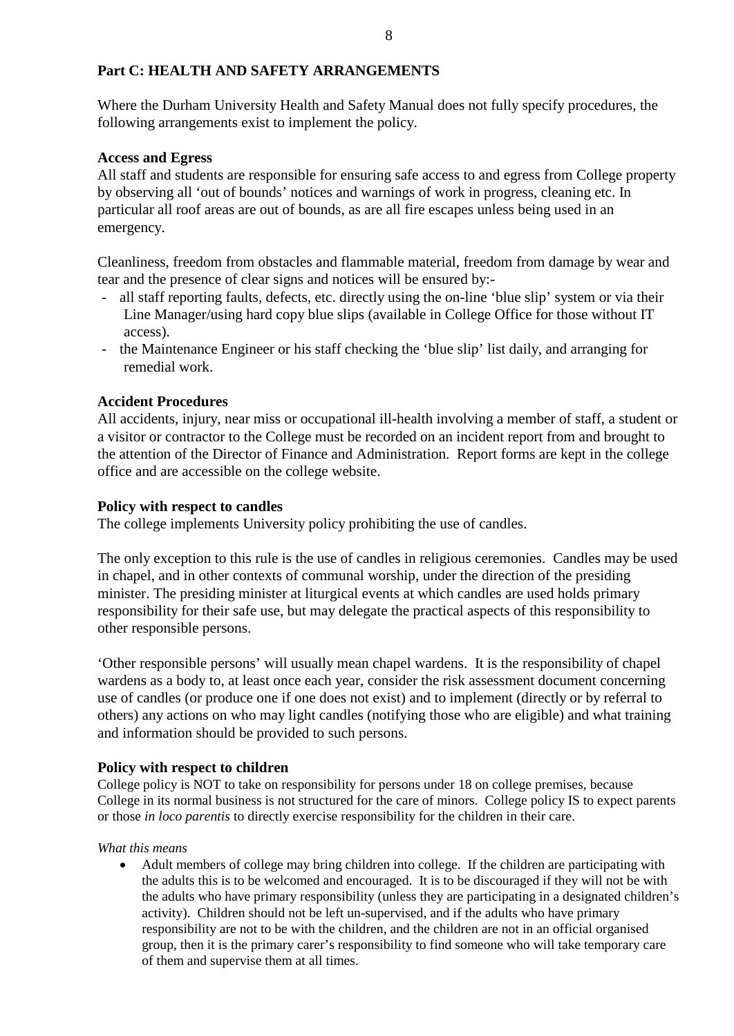## Part C: HEALTH AND SAFETY ARRANGEMENTS

Where the Durham University Health and Safety Manual does not fully specify procedures, the following arrangements exist to implement the policy.

### Access and Egress

All staff and students are responsible for ensuring safe access to and egress from College property by observing all 'out of bounds' notices and warnings of work in progress, cleaning etc. In particular all roof areas are out of bounds, as are all fire escapes unless being used in an emergency.

Cleanliness, freedom from obstacles and flammable material, freedom from damage by wear and tear and the presence of clear signs and notices will be ensured by:-

- all staff reporting faults, defects, etc. directly using the on-line 'blue slip' system or via their Line Manager/using hard copy blue slips (available in College Office for those without IT access).
- the Maintenance Engineer or his staff checking the 'blue slip' list daily, and arranging for remedial work.

### Accident Procedures

All accidents, injury, near miss or occupational ill-health involving a member of staff, a student or a visitor or contractor to the College must be recorded on an incident report from and brought to the attention of the Director of Finance and Administration. Report forms are kept in the college office and are accessible on the college website.

### Policy with respect to candles

The college implements University policy prohibiting the use of candles.

The only exception to this rule is the use of candles in religious ceremonies. Candles may be used in chapel, and in other contexts of communal worship, under the direction of the presiding minister. The presiding minister at liturgical events at which candles are used holds primary responsibility for their safe use, but may delegate the practical aspects of this responsibility to other responsible persons.

'Other responsible persons' will usually mean chapel wardens. It is the responsibility of chapel wardens as a body to, at least once each year, consider the risk assessment document concerning use of candles (or produce one if one does not exist) and to implement (directly or by referral to others) any actions on who may light candles (notifying those who are eligible) and what training and information should be provided to such persons.

### Policy with respect to children

College policy is NOT to take on responsibility for persons under 18 on college premises, because College in its normal business is not structured for the care of minors. College policy IS to expect parents or those *in loco parentis* to directly exercise responsibility for the children in their care.

*What this means*

- Adult members of college may bring children into college. If the children are participating with the adults this is to be welcomed and encouraged. It is to be discouraged if they will not be with the adults who have primary responsibility (unless they are participating in a designated children's activity). Children should not be left un-supervised, and if the adults who have primary responsibility are not to be with the children, and the children are not in an official organised group, then it is the primary carer's responsibility to find someone who will take temporary care of them and supervise them at all times.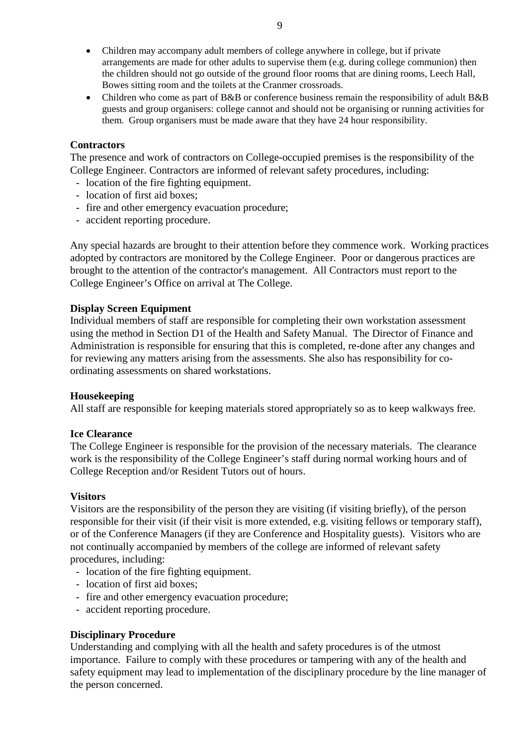- Children may accompany adult members of college anywhere in college, but if private arrangements are made for other adults to supervise them (e.g. during college communion) then the children should not go outside of the ground floor rooms that are dining rooms, Leech Hall, Bowes sitting room and the toilets at the Cranmer crossroads.
- Children who come as part of B&B or conference business remain the responsibility of adult B&B guests and group organisers: college cannot and should not be organising or running activities for them. Group organisers must be made aware that they have 24 hour responsibility.

**Contractors**

The presence and work of contractors on College-occupied premises is the responsibility of the College Engineer. Contractors are informed of relevant safety procedures, including:

- location of the fire fighting equipment.
- location of first aid boxes;
- fire and other emergency evacuation procedure;
- accident reporting procedure.

Any special hazards are brought to their attention before they commence work. Working practices adopted by contractors are monitored by the College Engineer. Poor or dangerous practices are brought to the attention of the contractor's management. All Contractors must report to the College Engineer's Office on arrival at The College.

**Display Screen Equipment**

Individual members of staff are responsible for completing their own workstation assessment using the method in Section D1 of the Health and Safety Manual. The Director of Finance and Administration is responsible for ensuring that this is completed, re-done after any changes and for reviewing any matters arising from the assessments. She also has responsibility for co-ordinating assessments on shared workstations.

**Housekeeping**

All staff are responsible for keeping materials stored appropriately so as to keep walkways free.

**Ice Clearance**

The College Engineer is responsible for the provision of the necessary materials. The clearance work is the responsibility of the College Engineer's staff during normal working hours and of College Reception and/or Resident Tutors out of hours.

**Visitors**

Visitors are the responsibility of the person they are visiting (if visiting briefly), of the person responsible for their visit (if their visit is more extended, e.g. visiting fellows or temporary staff), or of the Conference Managers (if they are Conference and Hospitality guests). Visitors who are not continually accompanied by members of the college are informed of relevant safety procedures, including:

- location of the fire fighting equipment.
- location of first aid boxes;
- fire and other emergency evacuation procedure;
- accident reporting procedure.

**Disciplinary Procedure**

Understanding and complying with all the health and safety procedures is of the utmost importance. Failure to comply with these procedures or tampering with any of the health and safety equipment may lead to implementation of the disciplinary procedure by the line manager of the person concerned.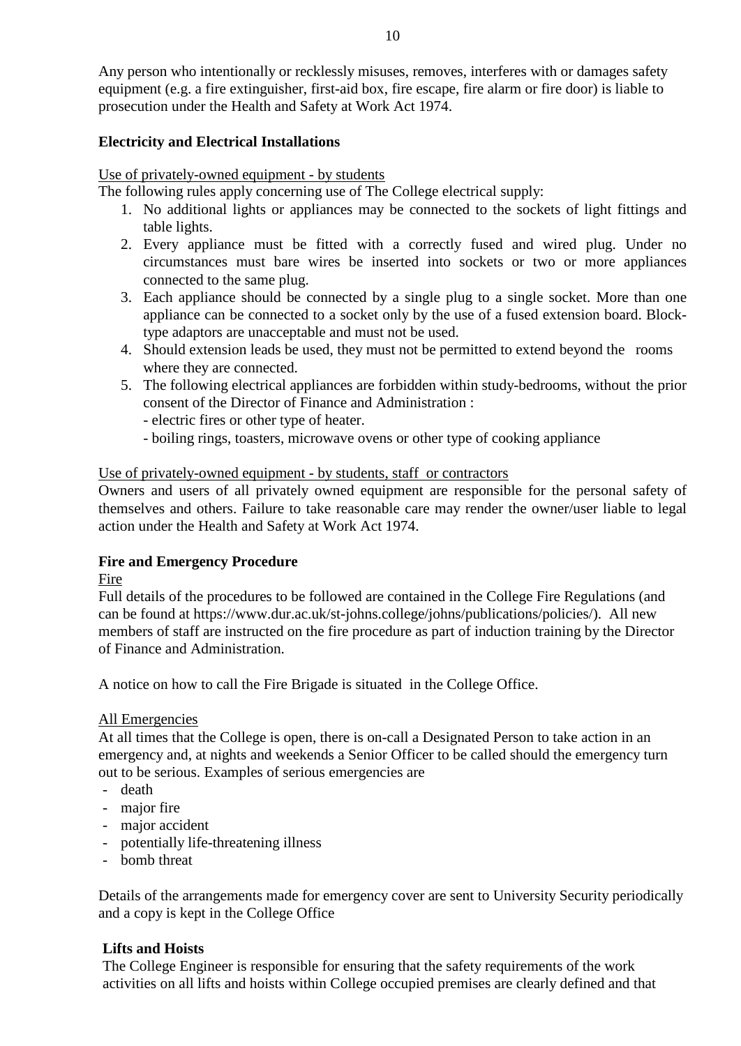Any person who intentionally or recklessly misuses, removes, interferes with or damages safety equipment (e.g. a fire extinguisher, first-aid box, fire escape, fire alarm or fire door) is liable to prosecution under the Health and Safety at Work Act 1974.

**Electricity and Electrical Installations**

Use of privately-owned equipment - by students

The following rules apply concerning use of The College electrical supply:

1. No additional lights or appliances may be connected to the sockets of light fittings and table lights.
2. Every appliance must be fitted with a correctly fused and wired plug. Under no circumstances must bare wires be inserted into sockets or two or more appliances connected to the same plug.
3. Each appliance should be connected by a single plug to a single socket. More than one appliance can be connected to a socket only by the use of a fused extension board. Block-type adaptors are unacceptable and must not be used.
4. Should extension leads be used, they must not be permitted to extend beyond the rooms where they are connected.
5. The following electrical appliances are forbidden within study-bedrooms, without the prior consent of the Director of Finance and Administration :
   - electric fires or other type of heater.
   - boiling rings, toasters, microwave ovens or other type of cooking appliance

Use of privately-owned equipment - by students, staff or contractors

Owners and users of all privately owned equipment are responsible for the personal safety of themselves and others. Failure to take reasonable care may render the owner/user liable to legal action under the Health and Safety at Work Act 1974.

**Fire and Emergency Procedure**

Fire

Full details of the procedures to be followed are contained in the College Fire Regulations (and can be found at https://www.dur.ac.uk/st-johns.college/johns/publications/policies/). All new members of staff are instructed on the fire procedure as part of induction training by the Director of Finance and Administration.

A notice on how to call the Fire Brigade is situated in the College Office.

All Emergencies

At all times that the College is open, there is on-call a Designated Person to take action in an emergency and, at nights and weekends a Senior Officer to be called should the emergency turn out to be serious. Examples of serious emergencies are

- death
- major fire
- major accident
- potentially life-threatening illness
- bomb threat

Details of the arrangements made for emergency cover are sent to University Security periodically and a copy is kept in the College Office

**Lifts and Hoists**

The College Engineer is responsible for ensuring that the safety requirements of the work activities on all lifts and hoists within College occupied premises are clearly defined and that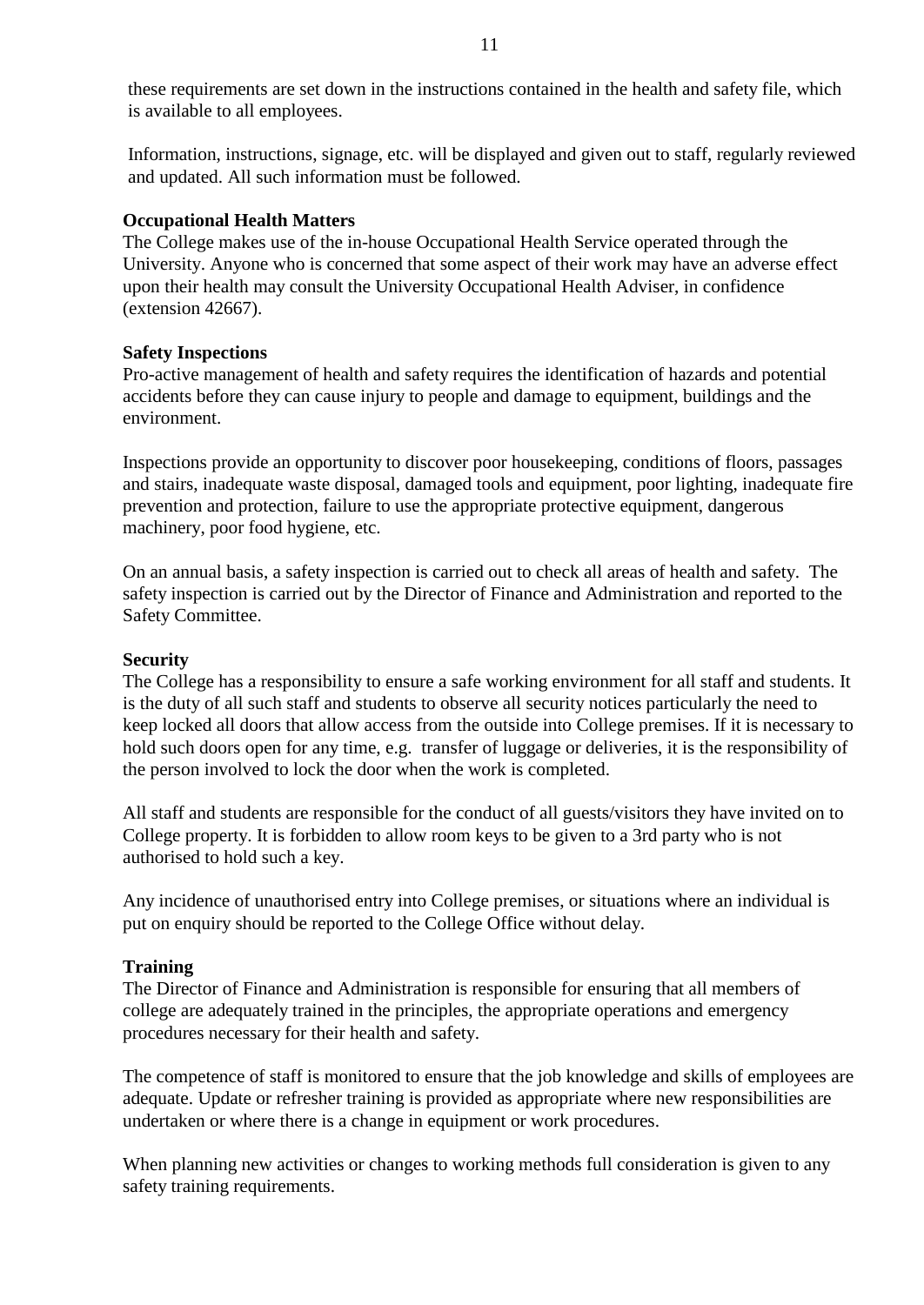these requirements are set down in the instructions contained in the health and safety file, which is available to all employees.

Information, instructions, signage, etc. will be displayed and given out to staff, regularly reviewed and updated. All such information must be followed.

**Occupational Health Matters**

The College makes use of the in-house Occupational Health Service operated through the University. Anyone who is concerned that some aspect of their work may have an adverse effect upon their health may consult the University Occupational Health Adviser, in confidence (extension 42667).

**Safety Inspections**

Pro-active management of health and safety requires the identification of hazards and potential accidents before they can cause injury to people and damage to equipment, buildings and the environment.

Inspections provide an opportunity to discover poor housekeeping, conditions of floors, passages and stairs, inadequate waste disposal, damaged tools and equipment, poor lighting, inadequate fire prevention and protection, failure to use the appropriate protective equipment, dangerous machinery, poor food hygiene, etc.

On an annual basis, a safety inspection is carried out to check all areas of health and safety. The safety inspection is carried out by the Director of Finance and Administration and reported to the Safety Committee.

**Security**

The College has a responsibility to ensure a safe working environment for all staff and students. It is the duty of all such staff and students to observe all security notices particularly the need to keep locked all doors that allow access from the outside into College premises. If it is necessary to hold such doors open for any time, e.g. transfer of luggage or deliveries, it is the responsibility of the person involved to lock the door when the work is completed.

All staff and students are responsible for the conduct of all guests/visitors they have invited on to College property. It is forbidden to allow room keys to be given to a 3rd party who is not authorised to hold such a key.

Any incidence of unauthorised entry into College premises, or situations where an individual is put on enquiry should be reported to the College Office without delay.

**Training**

The Director of Finance and Administration is responsible for ensuring that all members of college are adequately trained in the principles, the appropriate operations and emergency procedures necessary for their health and safety.

The competence of staff is monitored to ensure that the job knowledge and skills of employees are adequate. Update or refresher training is provided as appropriate where new responsibilities are undertaken or where there is a change in equipment or work procedures.

When planning new activities or changes to working methods full consideration is given to any safety training requirements.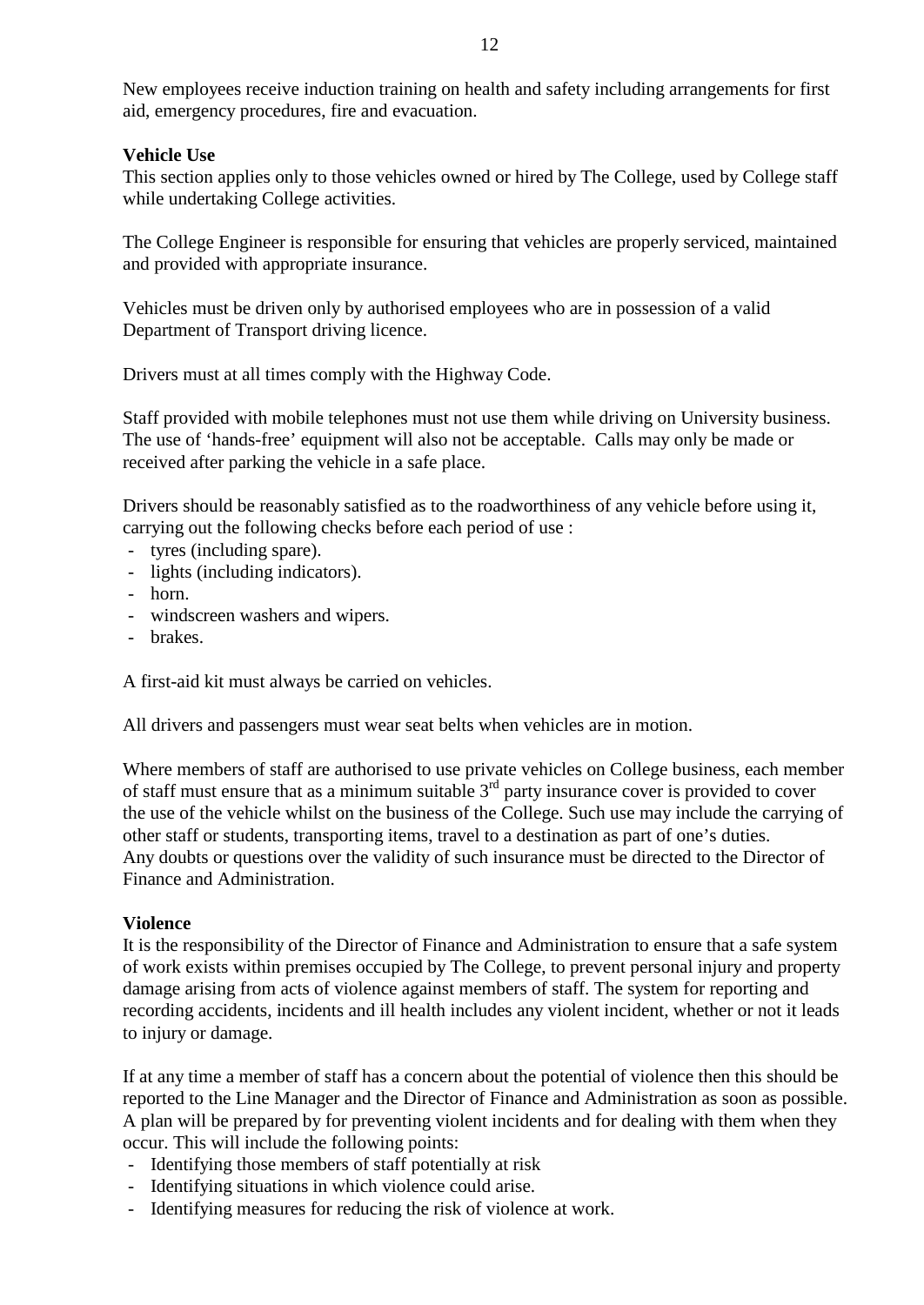New employees receive induction training on health and safety including arrangements for first aid, emergency procedures, fire and evacuation.

**Vehicle Use**
This section applies only to those vehicles owned or hired by The College, used by College staff while undertaking College activities.

The College Engineer is responsible for ensuring that vehicles are properly serviced, maintained and provided with appropriate insurance.

Vehicles must be driven only by authorised employees who are in possession of a valid Department of Transport driving licence.

Drivers must at all times comply with the Highway Code.

Staff provided with mobile telephones must not use them while driving on University business. The use of 'hands-free' equipment will also not be acceptable. Calls may only be made or received after parking the vehicle in a safe place.

Drivers should be reasonably satisfied as to the roadworthiness of any vehicle before using it, carrying out the following checks before each period of use :

- tyres (including spare).
- lights (including indicators).
- horn.
- windscreen washers and wipers.
- brakes.

A first-aid kit must always be carried on vehicles.

All drivers and passengers must wear seat belts when vehicles are in motion.

Where members of staff are authorised to use private vehicles on College business, each member of staff must ensure that as a minimum suitable 3rd party insurance cover is provided to cover the use of the vehicle whilst on the business of the College. Such use may include the carrying of other staff or students, transporting items, travel to a destination as part of one's duties. Any doubts or questions over the validity of such insurance must be directed to the Director of Finance and Administration.

**Violence**
It is the responsibility of the Director of Finance and Administration to ensure that a safe system of work exists within premises occupied by The College, to prevent personal injury and property damage arising from acts of violence against members of staff. The system for reporting and recording accidents, incidents and ill health includes any violent incident, whether or not it leads to injury or damage.

If at any time a member of staff has a concern about the potential of violence then this should be reported to the Line Manager and the Director of Finance and Administration as soon as possible. A plan will be prepared by for preventing violent incidents and for dealing with them when they occur. This will include the following points:

- Identifying those members of staff potentially at risk
- Identifying situations in which violence could arise.
- Identifying measures for reducing the risk of violence at work.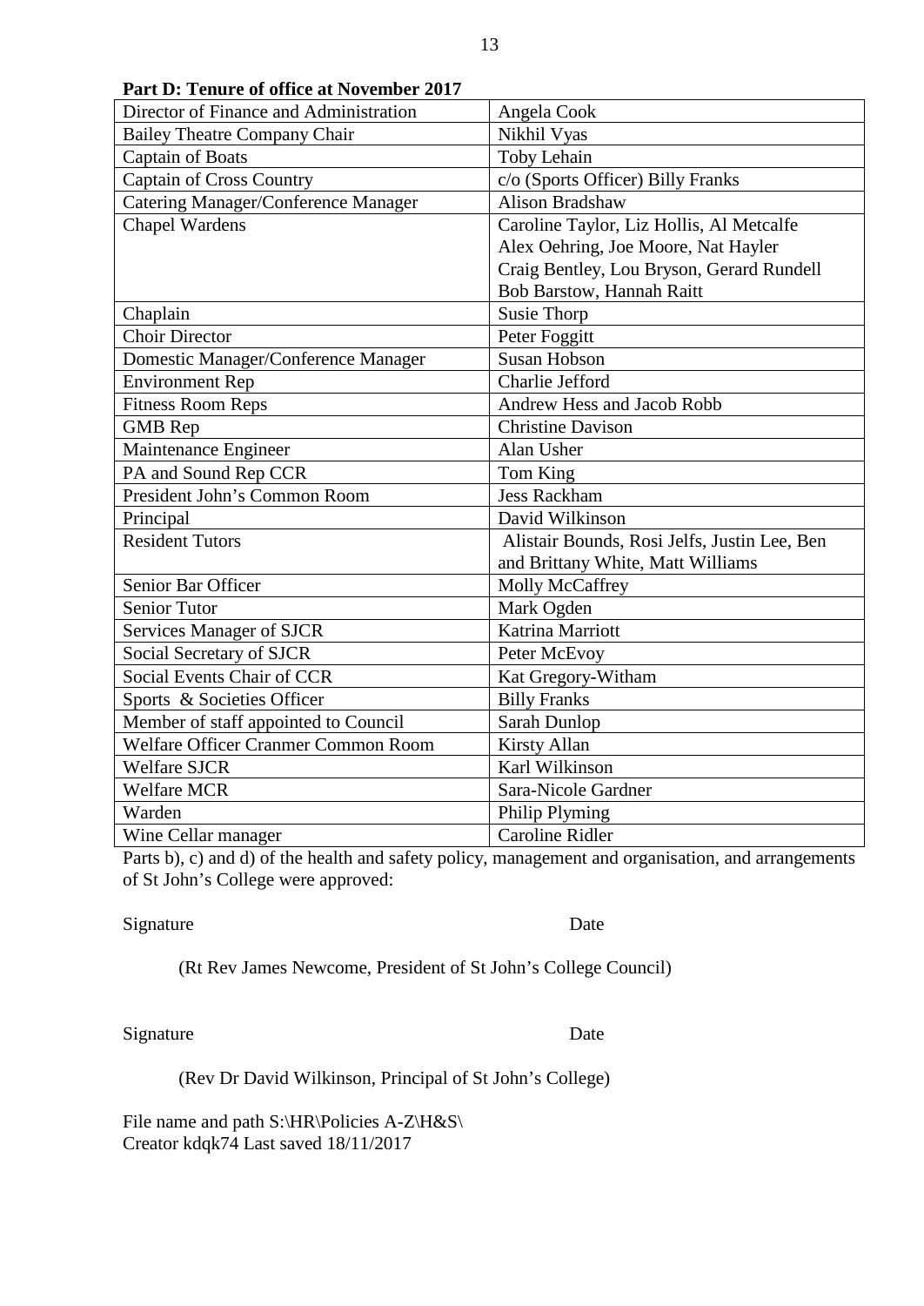**Part D: Tenure of office at November 2017**

| | |
|---|---|
| Director of Finance and Administration | Angela Cook |
| Bailey Theatre Company Chair | Nikhil Vyas |
| Captain of Boats | Toby Lehain |
| Captain of Cross Country | c/o (Sports Officer) Billy Franks |
| Catering Manager/Conference Manager | Alison Bradshaw |
| Chapel Wardens | Caroline Taylor, Liz Hollis, Al Metcalfe<br>Alex Oehring, Joe Moore, Nat Hayler<br>Craig Bentley, Lou Bryson, Gerard Rundell<br>Bob Barstow, Hannah Raitt |
| Chaplain | Susie Thorp |
| Choir Director | Peter Foggitt |
| Domestic Manager/Conference Manager | Susan Hobson |
| Environment Rep | Charlie Jefford |
| Fitness Room Reps | Andrew Hess and Jacob Robb |
| GMB Rep | Christine Davison |
| Maintenance Engineer | Alan Usher |
| PA and Sound Rep CCR | Tom King |
| President John's Common Room | Jess Rackham |
| Principal | David Wilkinson |
| Resident Tutors | Alistair Bounds, Rosi Jelfs, Justin Lee, Ben and Brittany White, Matt Williams |
| Senior Bar Officer | Molly McCaffrey |
| Senior Tutor | Mark Ogden |
| Services Manager of SJCR | Katrina Marriott |
| Social Secretary of SJCR | Peter McEvoy |
| Social Events Chair of CCR | Kat Gregory-Witham |
| Sports & Societies Officer | Billy Franks |
| Member of staff appointed to Council | Sarah Dunlop |
| Welfare Officer Cranmer Common Room | Kirsty Allan |
| Welfare SJCR | Karl Wilkinson |
| Welfare MCR | Sara-Nicole Gardner |
| Warden | Philip Plyming |
| Wine Cellar manager | Caroline Ridler |

Parts b), c) and d) of the health and safety policy, management and organisation, and arrangements of St John's College were approved:

Signature Date

(Rt Rev James Newcome, President of St John's College Council)

Signature Date

(Rev Dr David Wilkinson, Principal of St John's College)

File name and path S:\HR\Policies A-Z\H&S\
Creator kdqk74 Last saved 18/11/2017